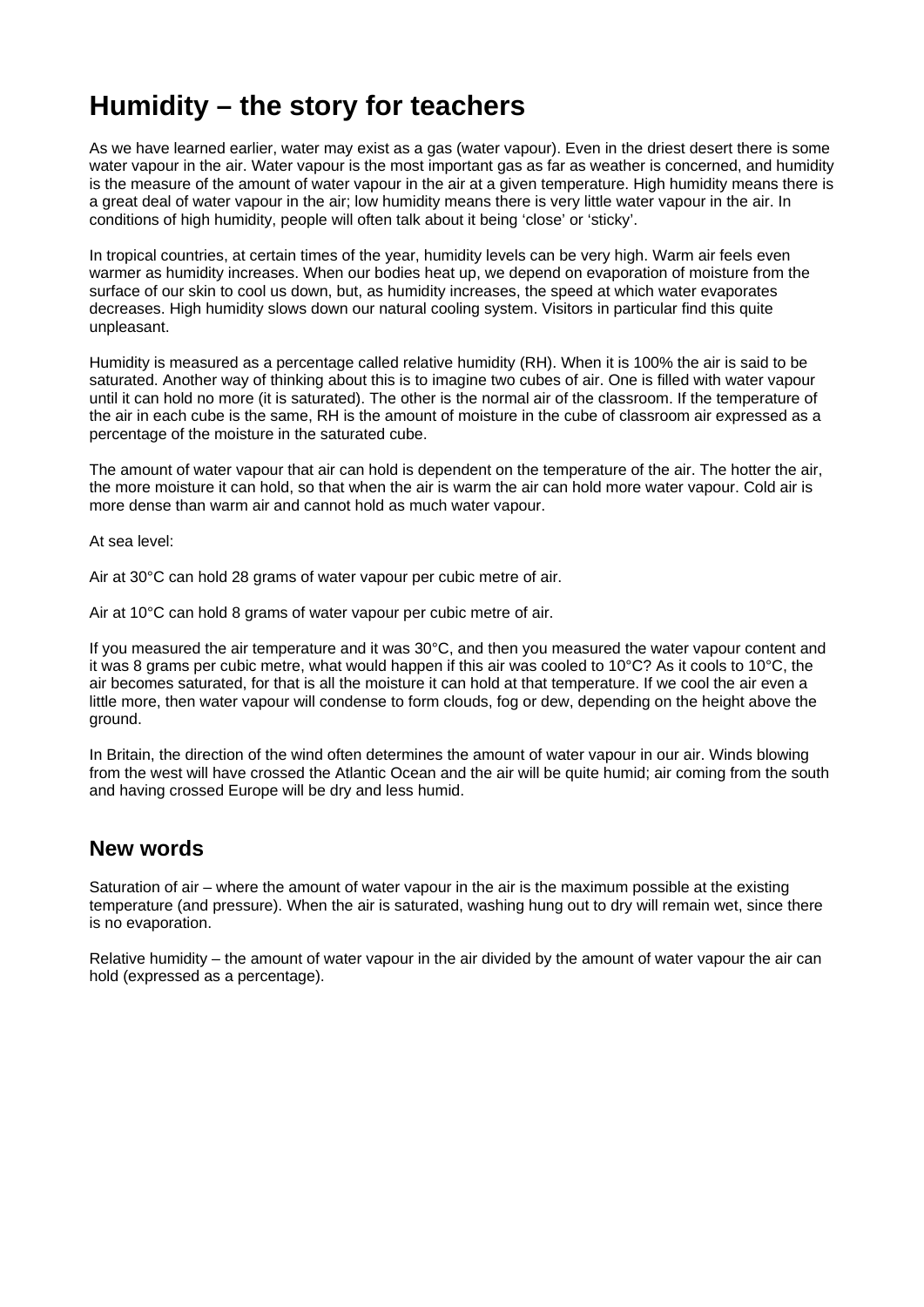# Humidity – the story for teachers

As we have learned earlier, water may exist as a gas (water vapour). Even in the driest desert there is some water vapour in the air. Water vapour is the most important gas as far as weather is concerned, and humidity is the measure of the amount of water vapour in the air at a given temperature. High humidity means there is a great deal of water vapour in the air; low humidity means there is very little water vapour in the air. In conditions of high humidity, people will often talk about it being 'close' or 'sticky'.

In tropical countries, at certain times of the year, humidity levels can be very high. Warm air feels even warmer as humidity increases. When our bodies heat up, we depend on evaporation of moisture from the surface of our skin to cool us down, but, as humidity increases, the speed at which water evaporates decreases. High humidity slows down our natural cooling system. Visitors in particular find this quite unpleasant.

Humidity is measured as a percentage called relative humidity (RH). When it is 100% the air is said to be saturated. Another way of thinking about this is to imagine two cubes of air. One is filled with water vapour until it can hold no more (it is saturated). The other is the normal air of the classroom. If the temperature of the air in each cube is the same, RH is the amount of moisture in the cube of classroom air expressed as a percentage of the moisture in the saturated cube.

The amount of water vapour that air can hold is dependent on the temperature of the air. The hotter the air, the more moisture it can hold, so that when the air is warm the air can hold more water vapour. Cold air is more dense than warm air and cannot hold as much water vapour.

At sea level:

Air at 30°C can hold 28 grams of water vapour per cubic metre of air.

Air at 10°C can hold 8 grams of water vapour per cubic metre of air.

If you measured the air temperature and it was 30°C, and then you measured the water vapour content and it was 8 grams per cubic metre, what would happen if this air was cooled to 10°C? As it cools to 10°C, the air becomes saturated, for that is all the moisture it can hold at that temperature. If we cool the air even a little more, then water vapour will condense to form clouds, fog or dew, depending on the height above the ground.

In Britain, the direction of the wind often determines the amount of water vapour in our air. Winds blowing from the west will have crossed the Atlantic Ocean and the air will be quite humid; air coming from the south and having crossed Europe will be dry and less humid.

## New words

Saturation of air – where the amount of water vapour in the air is the maximum possible at the existing temperature (and pressure). When the air is saturated, washing hung out to dry will remain wet, since there is no evaporation.

Relative humidity – the amount of water vapour in the air divided by the amount of water vapour the air can hold (expressed as a percentage).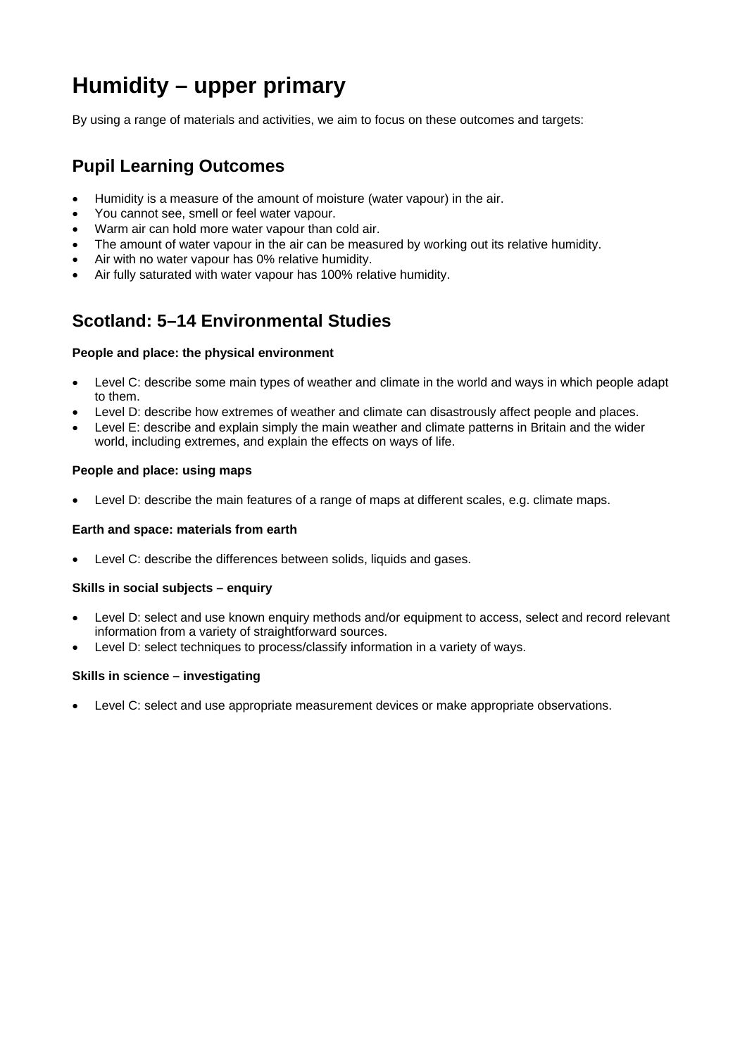# Humidity – upper primary

By using a range of materials and activities, we aim to focus on these outcomes and targets:

## Pupil Learning Outcomes

- Humidity is a measure of the amount of moisture (water vapour) in the air.
- You cannot see, smell or feel water vapour.
- Warm air can hold more water vapour than cold air.
- The amount of water vapour in the air can be measured by working out its relative humidity.
- Air with no water vapour has 0% relative humidity.
- Air fully saturated with water vapour has 100% relative humidity.

## Scotland: 5–14 Environmental Studies

**People and place: the physical environment**

- Level C: describe some main types of weather and climate in the world and ways in which people adapt to them.
- Level D: describe how extremes of weather and climate can disastrously affect people and places.
- Level E: describe and explain simply the main weather and climate patterns in Britain and the wider world, including extremes, and explain the effects on ways of life.

**People and place: using maps**

- Level D: describe the main features of a range of maps at different scales, e.g. climate maps.

**Earth and space: materials from earth**

- Level C: describe the differences between solids, liquids and gases.

**Skills in social subjects – enquiry**

- Level D: select and use known enquiry methods and/or equipment to access, select and record relevant information from a variety of straightforward sources.
- Level D: select techniques to process/classify information in a variety of ways.

**Skills in science – investigating**

- Level C: select and use appropriate measurement devices or make appropriate observations.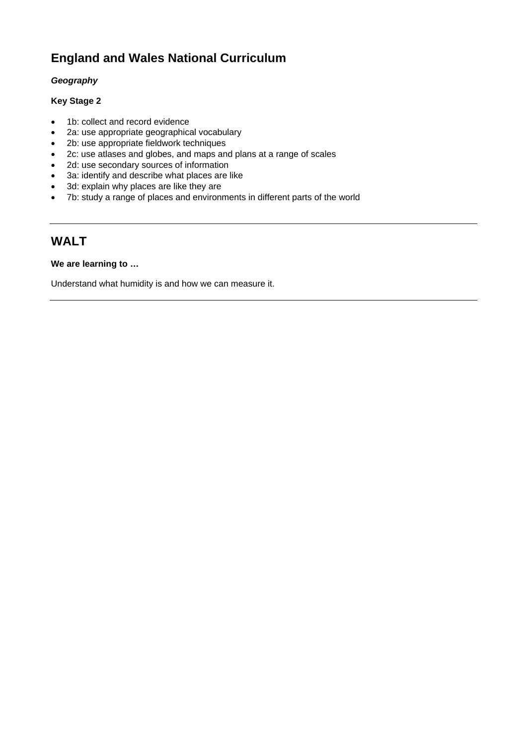## England and Wales National Curriculum

***Geography***

**Key Stage 2**

- 1b: collect and record evidence
- 2a: use appropriate geographical vocabulary
- 2b: use appropriate fieldwork techniques
- 2c: use atlases and globes, and maps and plans at a range of scales
- 2d: use secondary sources of information
- 3a: identify and describe what places are like
- 3d: explain why places are like they are
- 7b: study a range of places and environments in different parts of the world

---

## WALT

**We are learning to …**

Understand what humidity is and how we can measure it.

---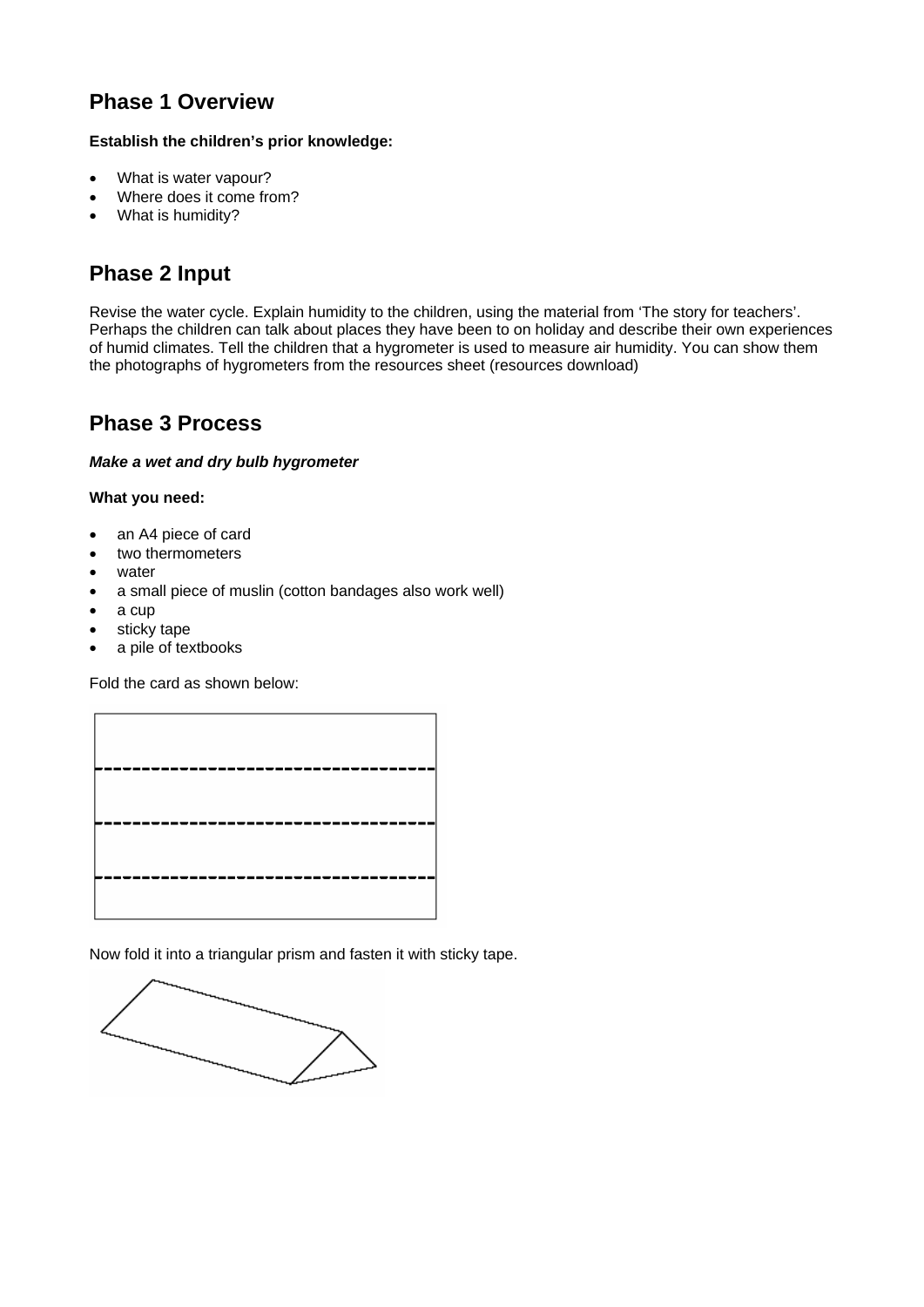## Phase 1 Overview

**Establish the children's prior knowledge:**

- What is water vapour?
- Where does it come from?
- What is humidity?

## Phase 2 Input

Revise the water cycle. Explain humidity to the children, using the material from 'The story for teachers'. Perhaps the children can talk about places they have been to on holiday and describe their own experiences of humid climates. Tell the children that a hygrometer is used to measure air humidity. You can show them the photographs of hygrometers from the resources sheet (resources download)

## Phase 3 Process

***Make a wet and dry bulb hygrometer***

**What you need:**

- an A4 piece of card
- two thermometers
- water
- a small piece of muslin (cotton bandages also work well)
- a cup
- sticky tape
- a pile of textbooks

Fold the card as shown below:

Now fold it into a triangular prism and fasten it with sticky tape.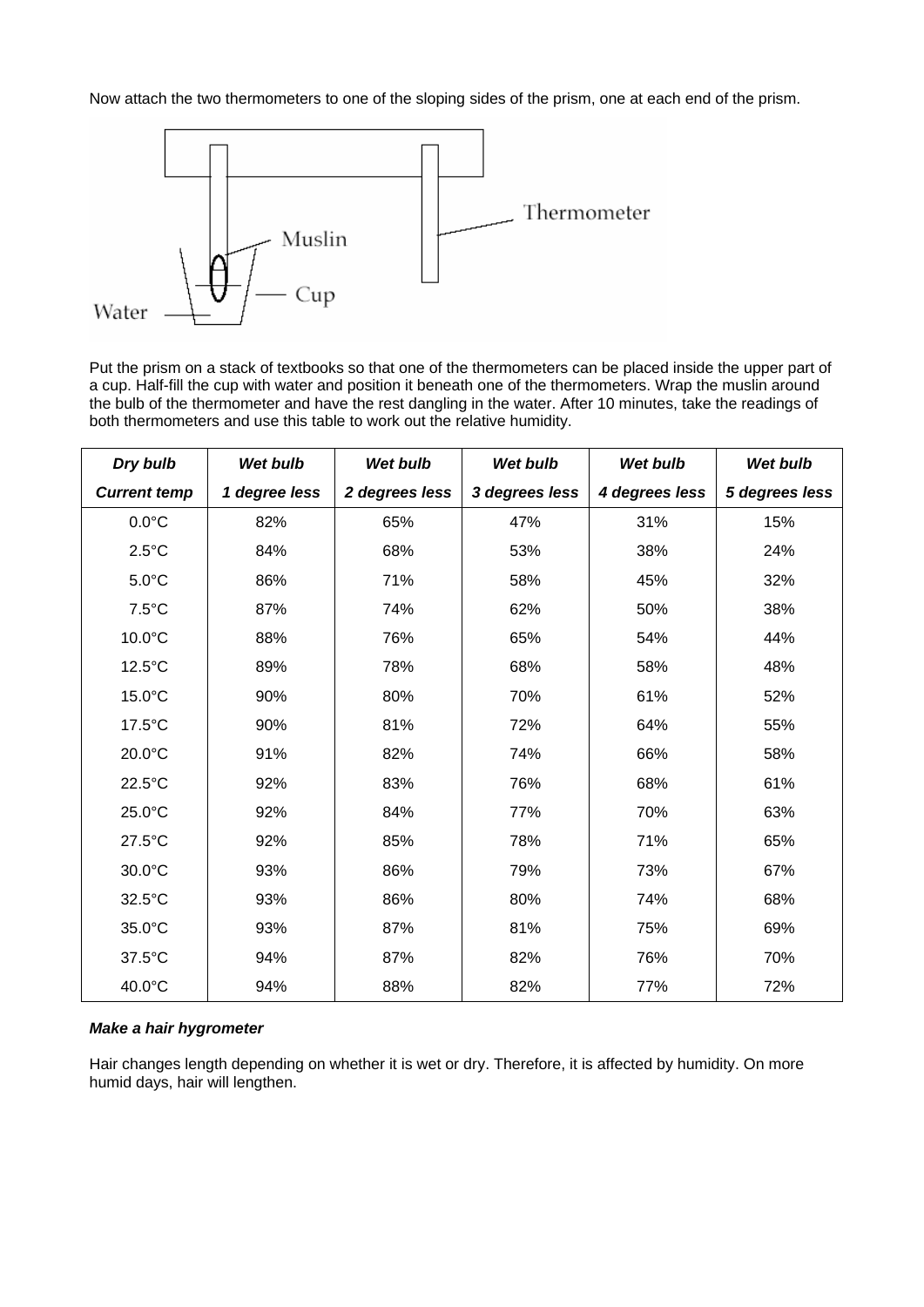Now attach the two thermometers to one of the sloping sides of the prism, one at each end of the prism.

Put the prism on a stack of textbooks so that one of the thermometers can be placed inside the upper part of a cup. Half-fill the cup with water and position it beneath one of the thermometers. Wrap the muslin around the bulb of the thermometer and have the rest dangling in the water. After 10 minutes, take the readings of both thermometers and use this table to work out the relative humidity.

| ***Dry bulb*** ***Current temp*** | ***Wet bulb*** ***1 degree less*** | ***Wet bulb*** ***2 degrees less*** | ***Wet bulb*** ***3 degrees less*** | ***Wet bulb*** ***4 degrees less*** | ***Wet bulb*** ***5 degrees less*** |
|---|---|---|---|---|---|
| 0.0°C | 82% | 65% | 47% | 31% | 15% |
| 2.5°C | 84% | 68% | 53% | 38% | 24% |
| 5.0°C | 86% | 71% | 58% | 45% | 32% |
| 7.5°C | 87% | 74% | 62% | 50% | 38% |
| 10.0°C | 88% | 76% | 65% | 54% | 44% |
| 12.5°C | 89% | 78% | 68% | 58% | 48% |
| 15.0°C | 90% | 80% | 70% | 61% | 52% |
| 17.5°C | 90% | 81% | 72% | 64% | 55% |
| 20.0°C | 91% | 82% | 74% | 66% | 58% |
| 22.5°C | 92% | 83% | 76% | 68% | 61% |
| 25.0°C | 92% | 84% | 77% | 70% | 63% |
| 27.5°C | 92% | 85% | 78% | 71% | 65% |
| 30.0°C | 93% | 86% | 79% | 73% | 67% |
| 32.5°C | 93% | 86% | 80% | 74% | 68% |
| 35.0°C | 93% | 87% | 81% | 75% | 69% |
| 37.5°C | 94% | 87% | 82% | 76% | 70% |
| 40.0°C | 94% | 88% | 82% | 77% | 72% |

***Make a hair hygrometer***

Hair changes length depending on whether it is wet or dry. Therefore, it is affected by humidity. On more humid days, hair will lengthen.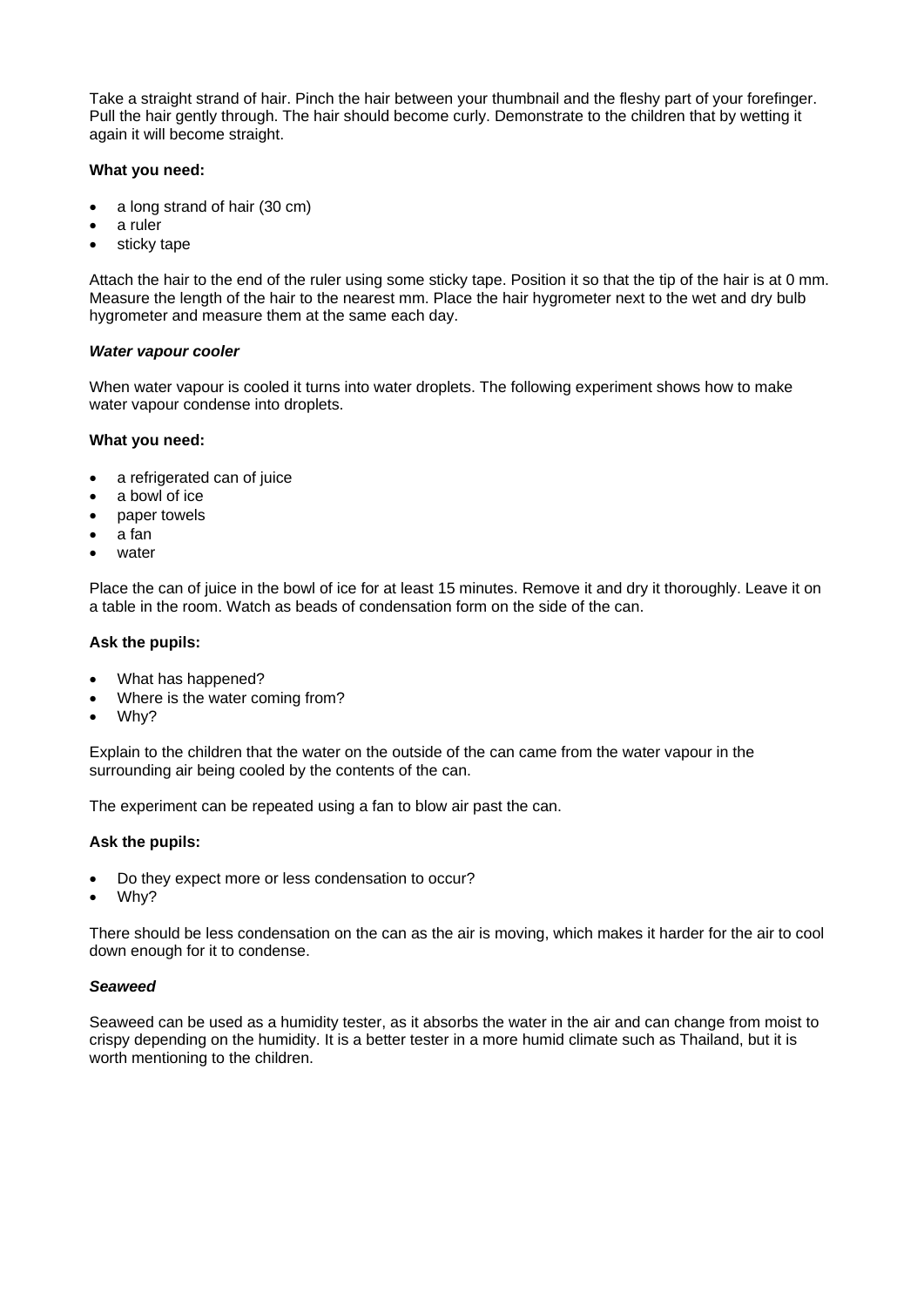Take a straight strand of hair. Pinch the hair between your thumbnail and the fleshy part of your forefinger. Pull the hair gently through. The hair should become curly. Demonstrate to the children that by wetting it again it will become straight.

**What you need:**

- a long strand of hair (30 cm)
- a ruler
- sticky tape

Attach the hair to the end of the ruler using some sticky tape. Position it so that the tip of the hair is at 0 mm. Measure the length of the hair to the nearest mm. Place the hair hygrometer next to the wet and dry bulb hygrometer and measure them at the same each day.

***Water vapour cooler***

When water vapour is cooled it turns into water droplets. The following experiment shows how to make water vapour condense into droplets.

**What you need:**

- a refrigerated can of juice
- a bowl of ice
- paper towels
- a fan
- water

Place the can of juice in the bowl of ice for at least 15 minutes. Remove it and dry it thoroughly. Leave it on a table in the room. Watch as beads of condensation form on the side of the can.

**Ask the pupils:**

- What has happened?
- Where is the water coming from?
- Why?

Explain to the children that the water on the outside of the can came from the water vapour in the surrounding air being cooled by the contents of the can.

The experiment can be repeated using a fan to blow air past the can.

**Ask the pupils:**

- Do they expect more or less condensation to occur?
- Why?

There should be less condensation on the can as the air is moving, which makes it harder for the air to cool down enough for it to condense.

***Seaweed***

Seaweed can be used as a humidity tester, as it absorbs the water in the air and can change from moist to crispy depending on the humidity. It is a better tester in a more humid climate such as Thailand, but it is worth mentioning to the children.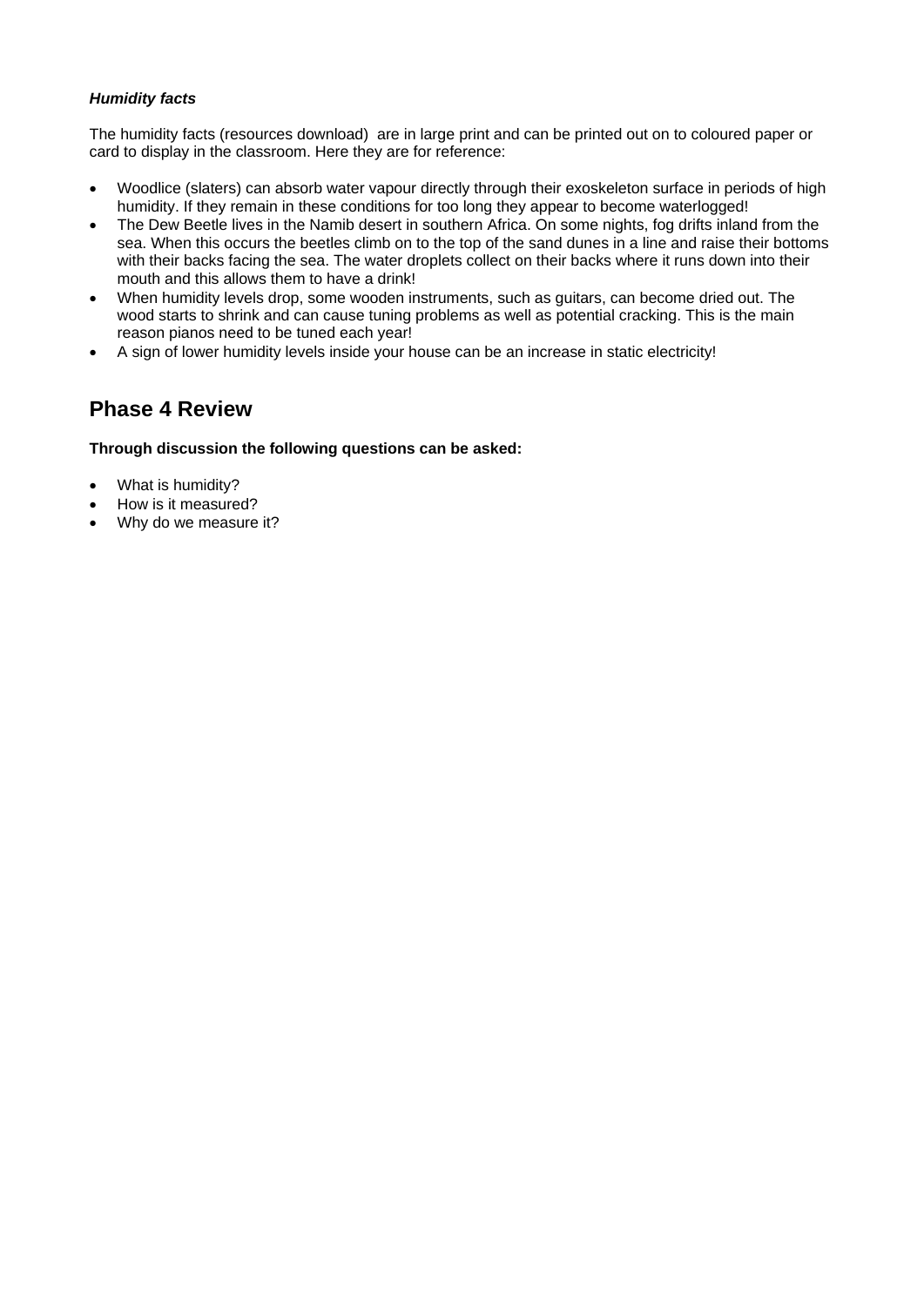***Humidity facts***

The humidity facts (resources download) are in large print and can be printed out on to coloured paper or card to display in the classroom. Here they are for reference:

- Woodlice (slaters) can absorb water vapour directly through their exoskeleton surface in periods of high humidity. If they remain in these conditions for too long they appear to become waterlogged!
- The Dew Beetle lives in the Namib desert in southern Africa. On some nights, fog drifts inland from the sea. When this occurs the beetles climb on to the top of the sand dunes in a line and raise their bottoms with their backs facing the sea. The water droplets collect on their backs where it runs down into their mouth and this allows them to have a drink!
- When humidity levels drop, some wooden instruments, such as guitars, can become dried out. The wood starts to shrink and can cause tuning problems as well as potential cracking. This is the main reason pianos need to be tuned each year!
- A sign of lower humidity levels inside your house can be an increase in static electricity!

## Phase 4 Review

**Through discussion the following questions can be asked:**

- What is humidity?
- How is it measured?
- Why do we measure it?